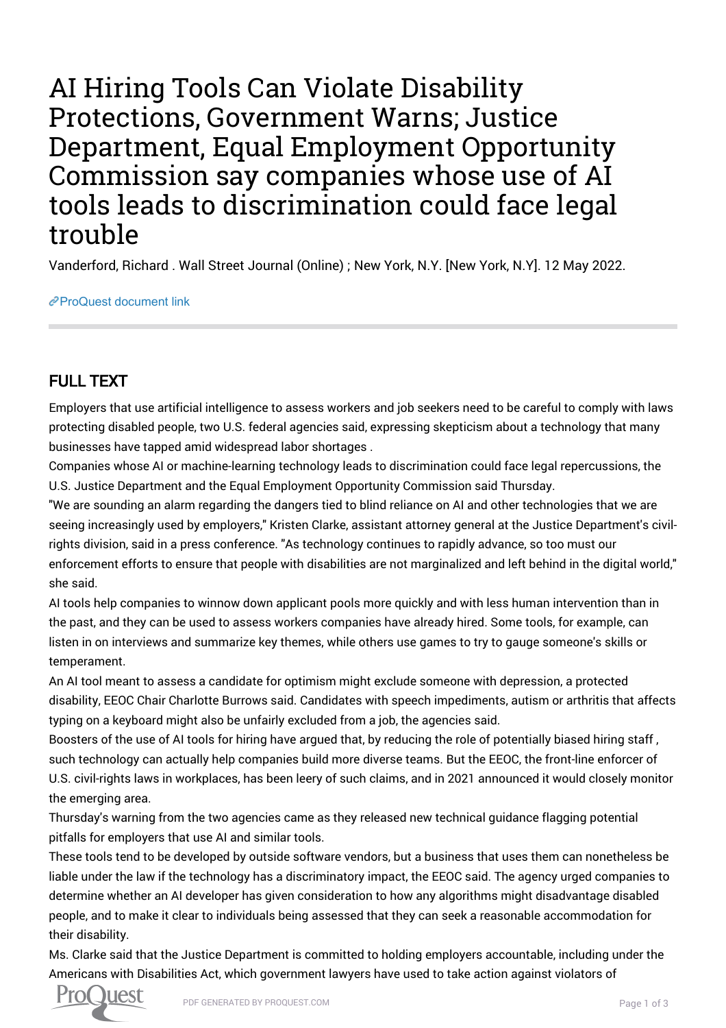# AI Hiring Tools Can Violate Disability Protections, Government Warns; Justice Department, Equal Employment Opportunity Commission say companies whose use of AI tools leads to discrimination could face legal trouble

Vanderford, Richard . Wall Street Journal (Online) ; New York, N.Y. [New York, N.Y]. 12 May 2022.

ProQuest document link

## FULL TEXT

Employers that use artificial intelligence to assess workers and job seekers need to be careful to comply with laws protecting disabled people, two U.S. federal agencies said, expressing skepticism about a technology that many businesses have tapped amid widespread labor shortages .

Companies whose AI or machine-learning technology leads to discrimination could face legal repercussions, the U.S. Justice Department and the Equal Employment Opportunity Commission said Thursday.

"We are sounding an alarm regarding the dangers tied to blind reliance on AI and other technologies that we are seeing increasingly used by employers," Kristen Clarke, assistant attorney general at the Justice Department's civil-rights division, said in a press conference. "As technology continues to rapidly advance, so too must our enforcement efforts to ensure that people with disabilities are not marginalized and left behind in the digital world," she said.

AI tools help companies to winnow down applicant pools more quickly and with less human intervention than in the past, and they can be used to assess workers companies have already hired. Some tools, for example, can listen in on interviews and summarize key themes, while others use games to try to gauge someone's skills or temperament.

An AI tool meant to assess a candidate for optimism might exclude someone with depression, a protected disability, EEOC Chair Charlotte Burrows said. Candidates with speech impediments, autism or arthritis that affects typing on a keyboard might also be unfairly excluded from a job, the agencies said.

Boosters of the use of AI tools for hiring have argued that, by reducing the role of potentially biased hiring staff , such technology can actually help companies build more diverse teams. But the EEOC, the front-line enforcer of U.S. civil-rights laws in workplaces, has been leery of such claims, and in 2021 announced it would closely monitor the emerging area.

Thursday's warning from the two agencies came as they released new technical guidance flagging potential pitfalls for employers that use AI and similar tools.

These tools tend to be developed by outside software vendors, but a business that uses them can nonetheless be liable under the law if the technology has a discriminatory impact, the EEOC said. The agency urged companies to determine whether an AI developer has given consideration to how any algorithms might disadvantage disabled people, and to make it clear to individuals being assessed that they can seek a reasonable accommodation for their disability.

Ms. Clarke said that the Justice Department is committed to holding employers accountable, including under the Americans with Disabilities Act, which government lawyers have used to take action against violators of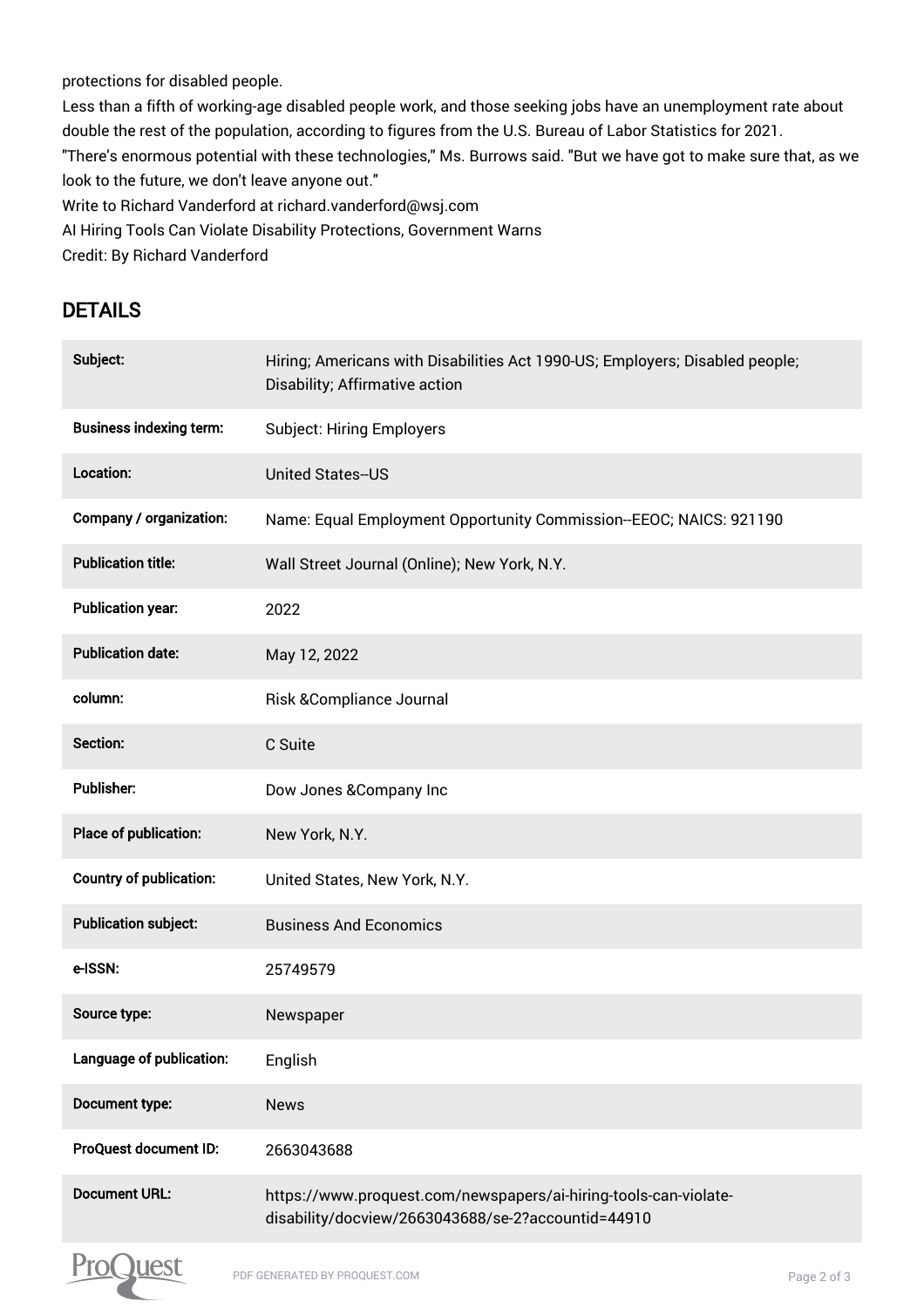protections for disabled people.

Less than a fifth of working-age disabled people work, and those seeking jobs have an unemployment rate about double the rest of the population, according to figures from the U.S. Bureau of Labor Statistics for 2021.

"There's enormous potential with these technologies," Ms. Burrows said. "But we have got to make sure that, as we look to the future, we don't leave anyone out."

Write to Richard Vanderford at richard.vanderford@wsj.com

AI Hiring Tools Can Violate Disability Protections, Government Warns

Credit: By Richard Vanderford

## DETAILS

| | |
|---|---|
| **Subject:** | Hiring; Americans with Disabilities Act 1990-US; Employers; Disabled people; Disability; Affirmative action |
| **Business indexing term:** | Subject: Hiring Employers |
| **Location:** | United States--US |
| **Company / organization:** | Name: Equal Employment Opportunity Commission--EEOC; NAICS: 921190 |
| **Publication title:** | Wall Street Journal (Online); New York, N.Y. |
| **Publication year:** | 2022 |
| **Publication date:** | May 12, 2022 |
| **column:** | Risk &Compliance Journal |
| **Section:** | C Suite |
| **Publisher:** | Dow Jones &Company Inc |
| **Place of publication:** | New York, N.Y. |
| **Country of publication:** | United States, New York, N.Y. |
| **Publication subject:** | Business And Economics |
| **e-ISSN:** | 25749579 |
| **Source type:** | Newspaper |
| **Language of publication:** | English |
| **Document type:** | News |
| **ProQuest document ID:** | 2663043688 |
| **Document URL:** | https://www.proquest.com/newspapers/ai-hiring-tools-can-violate-disability/docview/2663043688/se-2?accountid=44910 |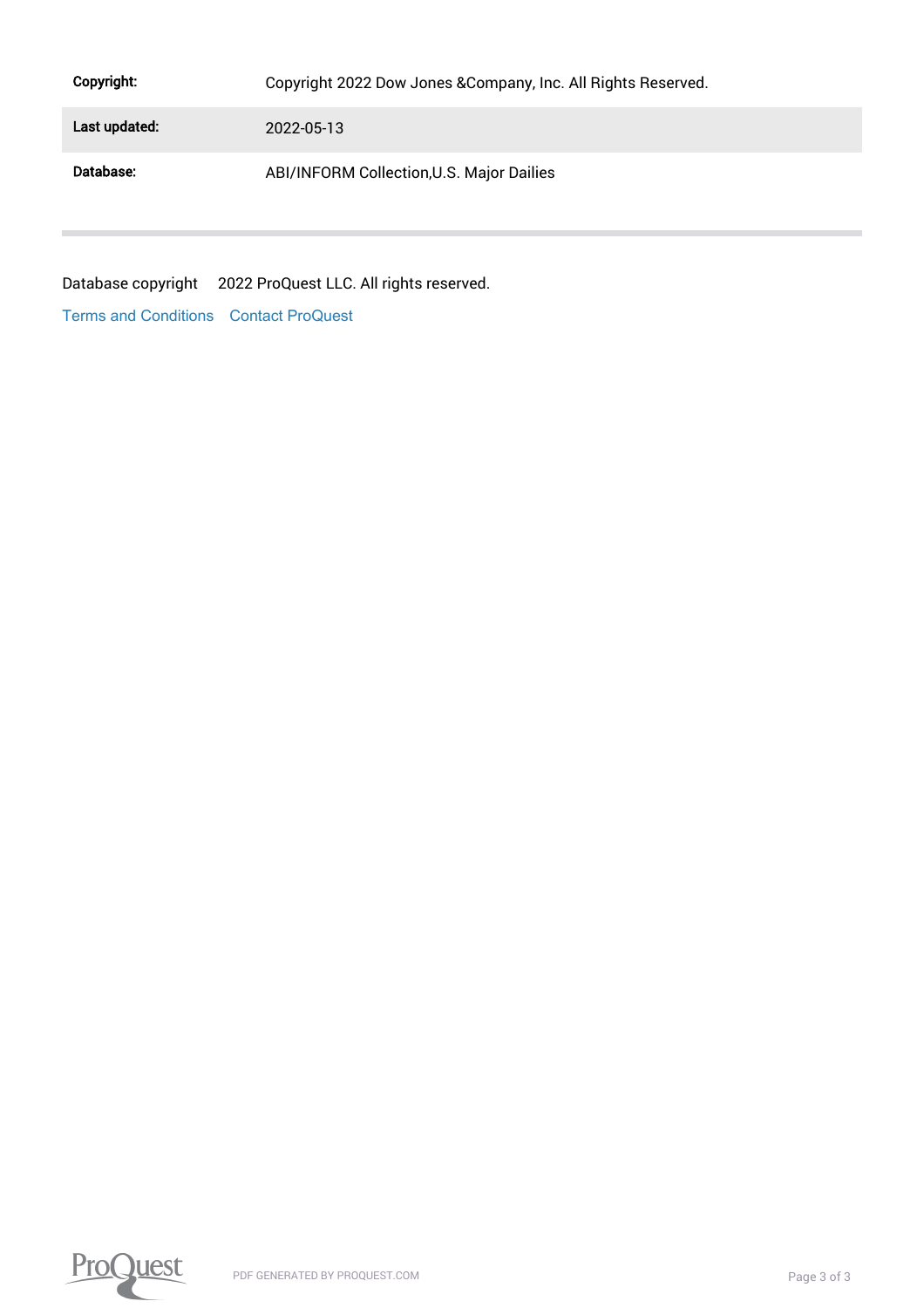| | |
|---|---|
| **Copyright:** | Copyright 2022 Dow Jones &Company, Inc. All Rights Reserved. |
| **Last updated:** | 2022-05-13 |
| **Database:** | ABI/INFORM Collection,U.S. Major Dailies |

Database copyright  2022 ProQuest LLC. All rights reserved.

Terms and Conditions  Contact ProQuest